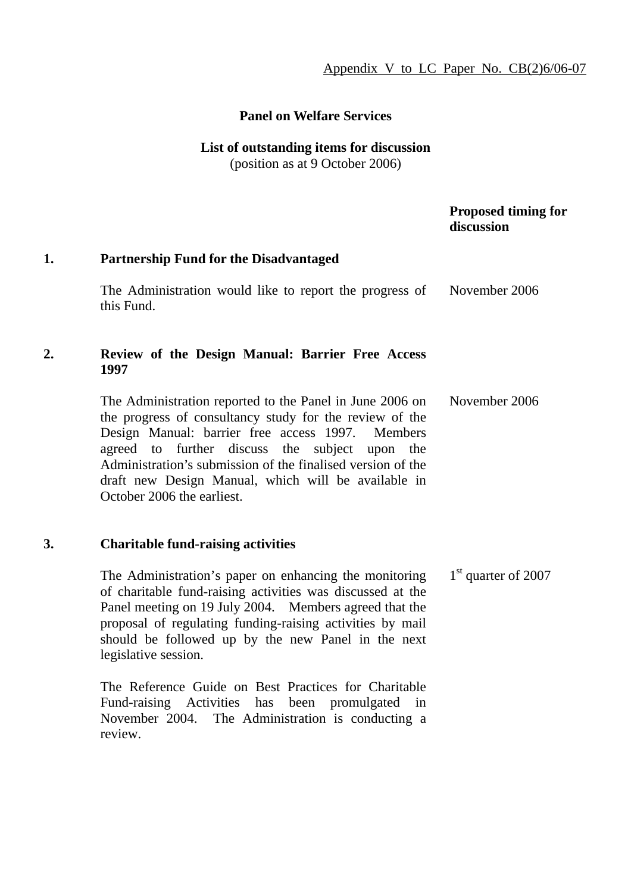Appendix V to LC Paper No. CB(2)6/06-07

## Panel on Welfare Services

### List of outstanding items for discussion

(position as at 9 October 2006)

| | | Proposed timing for discussion |
|---|---|---|
| **1.** | **Partnership Fund for the Disadvantaged** | |
| | The Administration would like to report the progress of this Fund. | November 2006 |
| **2.** | **Review of the Design Manual: Barrier Free Access 1997** | |
| | The Administration reported to the Panel in June 2006 on the progress of consultancy study for the review of the Design Manual: barrier free access 1997. Members agreed to further discuss the subject upon the Administration's submission of the finalised version of the draft new Design Manual, which will be available in October 2006 the earliest. | November 2006 |
| **3.** | **Charitable fund-raising activities** | |
| | The Administration's paper on enhancing the monitoring of charitable fund-raising activities was discussed at the Panel meeting on 19 July 2004. Members agreed that the proposal of regulating funding-raising activities by mail should be followed up by the new Panel in the next legislative session.<br><br>The Reference Guide on Best Practices for Charitable Fund-raising Activities has been promulgated in November 2004. The Administration is conducting a review. | 1st quarter of 2007 |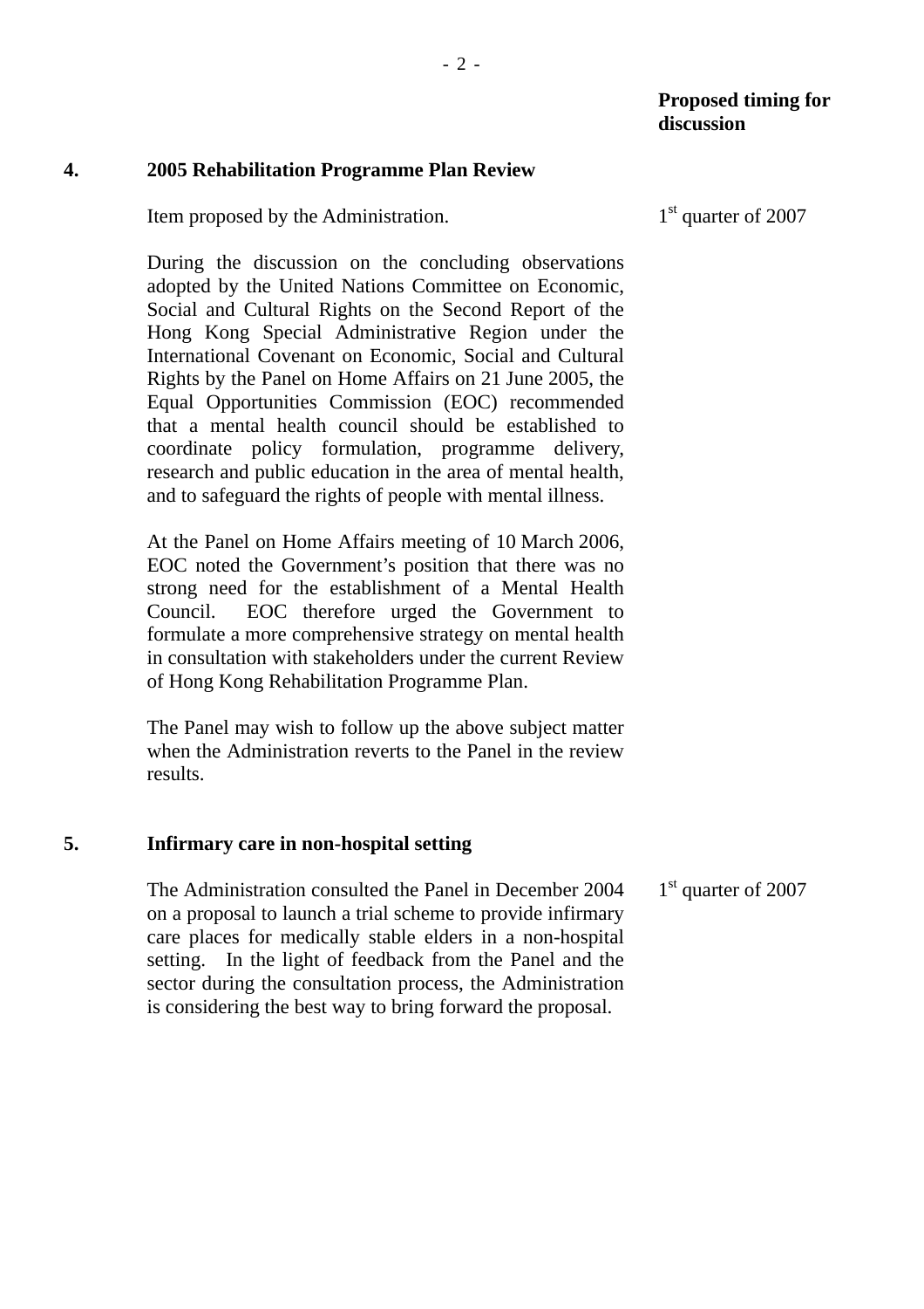**Proposed timing for discussion**

**4. 2005 Rehabilitation Programme Plan Review**

Item proposed by the Administration. — 1st quarter of 2007

During the discussion on the concluding observations adopted by the United Nations Committee on Economic, Social and Cultural Rights on the Second Report of the Hong Kong Special Administrative Region under the International Covenant on Economic, Social and Cultural Rights by the Panel on Home Affairs on 21 June 2005, the Equal Opportunities Commission (EOC) recommended that a mental health council should be established to coordinate policy formulation, programme delivery, research and public education in the area of mental health, and to safeguard the rights of people with mental illness.

At the Panel on Home Affairs meeting of 10 March 2006, EOC noted the Government's position that there was no strong need for the establishment of a Mental Health Council. EOC therefore urged the Government to formulate a more comprehensive strategy on mental health in consultation with stakeholders under the current Review of Hong Kong Rehabilitation Programme Plan.

The Panel may wish to follow up the above subject matter when the Administration reverts to the Panel in the review results.

**5. Infirmary care in non-hospital setting**

The Administration consulted the Panel in December 2004 on a proposal to launch a trial scheme to provide infirmary care places for medically stable elders in a non-hospital setting. In the light of feedback from the Panel and the sector during the consultation process, the Administration is considering the best way to bring forward the proposal. — 1st quarter of 2007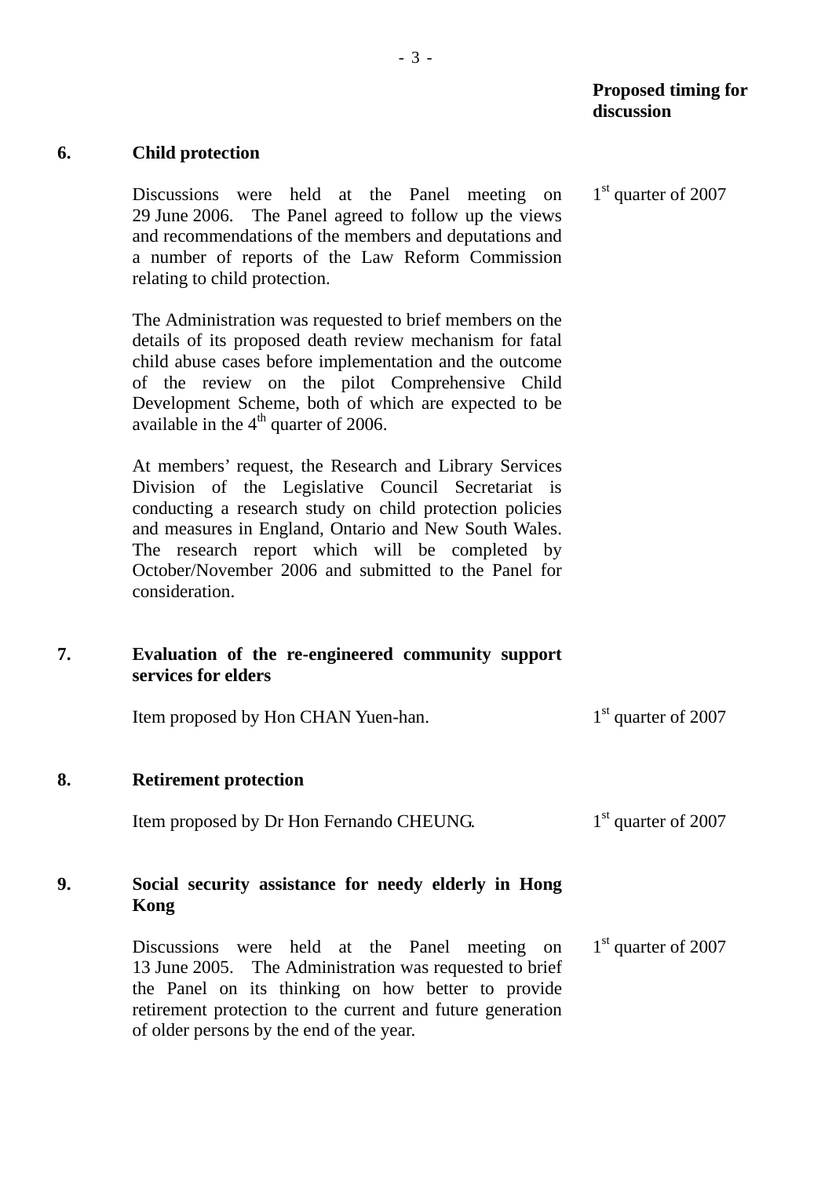| | | Proposed timing for discussion |
|---|---|---|
| **6.** | **Child protection** | |
| | Discussions were held at the Panel meeting on 29 June 2006. The Panel agreed to follow up the views and recommendations of the members and deputations and a number of reports of the Law Reform Commission relating to child protection.<br><br>The Administration was requested to brief members on the details of its proposed death review mechanism for fatal child abuse cases before implementation and the outcome of the review on the pilot Comprehensive Child Development Scheme, both of which are expected to be available in the 4th quarter of 2006.<br><br>At members' request, the Research and Library Services Division of the Legislative Council Secretariat is conducting a research study on child protection policies and measures in England, Ontario and New South Wales. The research report which will be completed by October/November 2006 and submitted to the Panel for consideration. | 1st quarter of 2007 |
| **7.** | **Evaluation of the re-engineered community support services for elders** | |
| | Item proposed by Hon CHAN Yuen-han. | 1st quarter of 2007 |
| **8.** | **Retirement protection** | |
| | Item proposed by Dr Hon Fernando CHEUNG. | 1st quarter of 2007 |
| **9.** | **Social security assistance for needy elderly in Hong Kong** | |
| | Discussions were held at the Panel meeting on 13 June 2005. The Administration was requested to brief the Panel on its thinking on how better to provide retirement protection to the current and future generation of older persons by the end of the year. | 1st quarter of 2007 |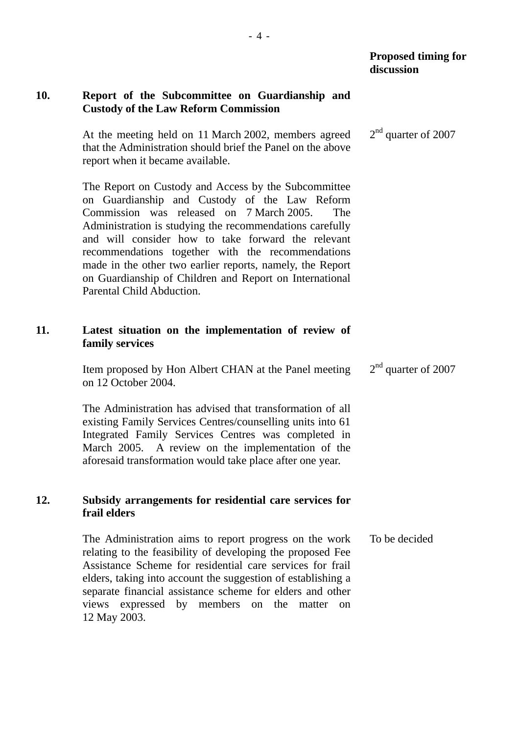**Proposed timing for discussion**

**10. Report of the Subcommittee on Guardianship and Custody of the Law Reform Commission**

At the meeting held on 11 March 2002, members agreed that the Administration should brief the Panel on the above report when it became available. — $2^{nd}$ quarter of 2007

The Report on Custody and Access by the Subcommittee on Guardianship and Custody of the Law Reform Commission was released on 7 March 2005. The Administration is studying the recommendations carefully and will consider how to take forward the relevant recommendations together with the recommendations made in the other two earlier reports, namely, the Report on Guardianship of Children and Report on International Parental Child Abduction.

**11. Latest situation on the implementation of review of family services**

Item proposed by Hon Albert CHAN at the Panel meeting on 12 October 2004. — $2^{nd}$ quarter of 2007

The Administration has advised that transformation of all existing Family Services Centres/counselling units into 61 Integrated Family Services Centres was completed in March 2005. A review on the implementation of the aforesaid transformation would take place after one year.

**12. Subsidy arrangements for residential care services for frail elders**

The Administration aims to report progress on the work relating to the feasibility of developing the proposed Fee Assistance Scheme for residential care services for frail elders, taking into account the suggestion of establishing a separate financial assistance scheme for elders and other views expressed by members on the matter on 12 May 2003. — To be decided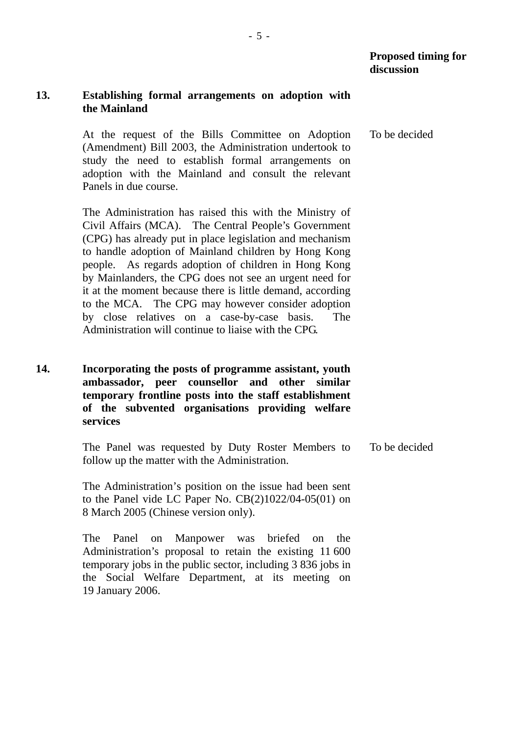**Proposed timing for discussion**

**13. Establishing formal arrangements on adoption with the Mainland**

At the request of the Bills Committee on Adoption (Amendment) Bill 2003, the Administration undertook to study the need to establish formal arrangements on adoption with the Mainland and consult the relevant Panels in due course.

*Proposed timing for discussion:* To be decided

The Administration has raised this with the Ministry of Civil Affairs (MCA). The Central People's Government (CPG) has already put in place legislation and mechanism to handle adoption of Mainland children by Hong Kong people. As regards adoption of children in Hong Kong by Mainlanders, the CPG does not see an urgent need for it at the moment because there is little demand, according to the MCA. The CPG may however consider adoption by close relatives on a case-by-case basis. The Administration will continue to liaise with the CPG.

**14. Incorporating the posts of programme assistant, youth ambassador, peer counsellor and other similar temporary frontline posts into the staff establishment of the subvented organisations providing welfare services**

The Panel was requested by Duty Roster Members to follow up the matter with the Administration.

*Proposed timing for discussion:* To be decided

The Administration's position on the issue had been sent to the Panel vide LC Paper No. CB(2)1022/04-05(01) on 8 March 2005 (Chinese version only).

The Panel on Manpower was briefed on the Administration's proposal to retain the existing 11 600 temporary jobs in the public sector, including 3 836 jobs in the Social Welfare Department, at its meeting on 19 January 2006.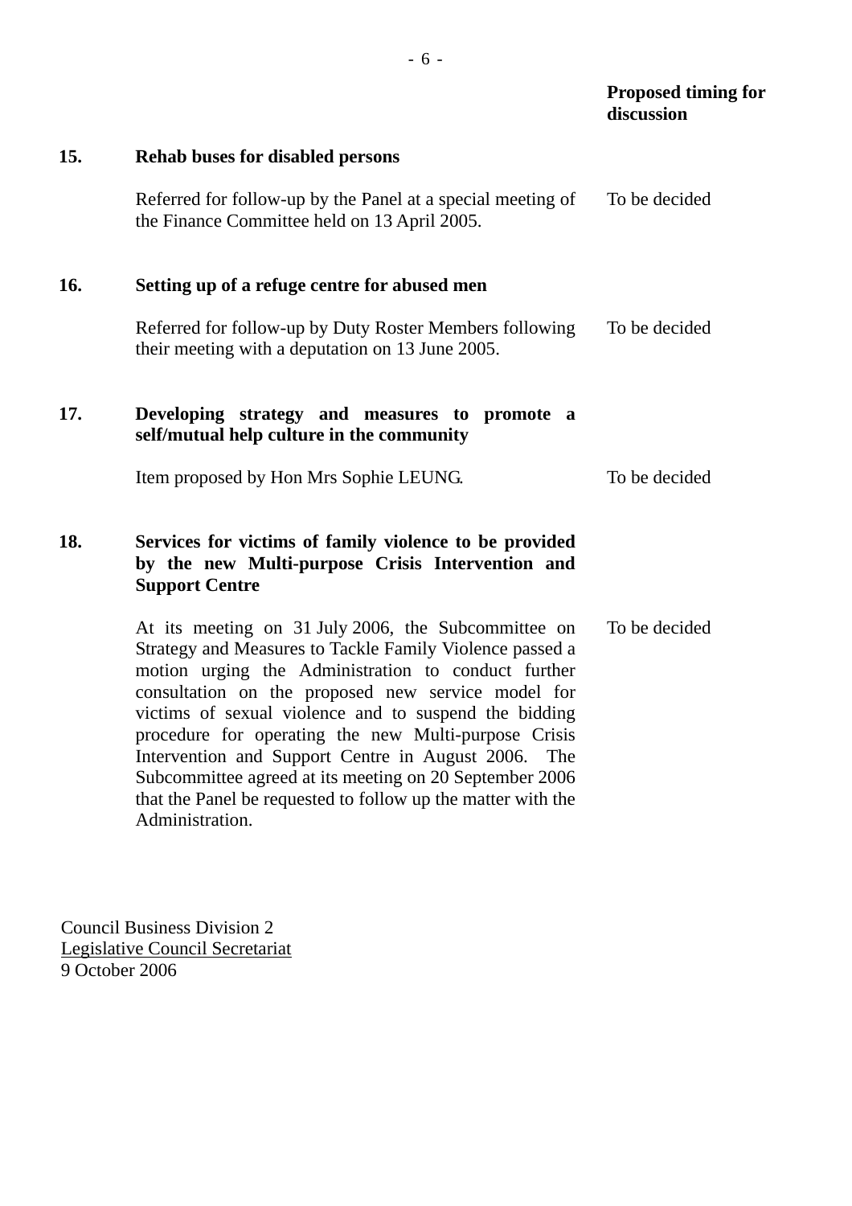| | | Proposed timing for discussion |
|---|---|---|
| **15.** | **Rehab buses for disabled persons** | |
| | Referred for follow-up by the Panel at a special meeting of the Finance Committee held on 13 April 2005. | To be decided |
| **16.** | **Setting up of a refuge centre for abused men** | |
| | Referred for follow-up by Duty Roster Members following their meeting with a deputation on 13 June 2005. | To be decided |
| **17.** | **Developing strategy and measures to promote a self/mutual help culture in the community** | |
| | Item proposed by Hon Mrs Sophie LEUNG. | To be decided |
| **18.** | **Services for victims of family violence to be provided by the new Multi-purpose Crisis Intervention and Support Centre** | |
| | At its meeting on 31 July 2006, the Subcommittee on Strategy and Measures to Tackle Family Violence passed a motion urging the Administration to conduct further consultation on the proposed new service model for victims of sexual violence and to suspend the bidding procedure for operating the new Multi-purpose Crisis Intervention and Support Centre in August 2006. The Subcommittee agreed at its meeting on 20 September 2006 that the Panel be requested to follow up the matter with the Administration. | To be decided |

Council Business Division 2
Legislative Council Secretariat
9 October 2006